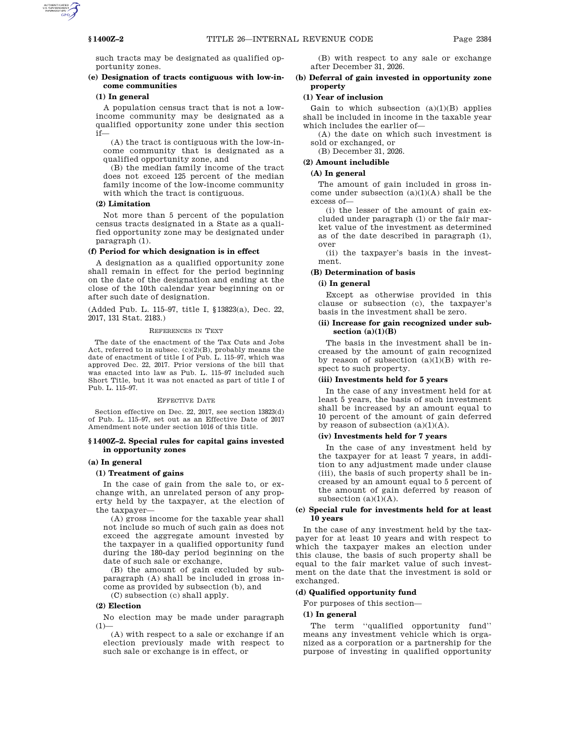such tracts may be designated as qualified opportunity zones.

**(e) Designation of tracts contiguous with low-income communities**

**(1) In general**

A population census tract that is not a low-income community may be designated as a qualified opportunity zone under this section if—

(A) the tract is contiguous with the low-income community that is designated as a qualified opportunity zone, and

(B) the median family income of the tract does not exceed 125 percent of the median family income of the low-income community with which the tract is contiguous.

**(2) Limitation**

Not more than 5 percent of the population census tracts designated in a State as a qualified opportunity zone may be designated under paragraph (1).

**(f) Period for which designation is in effect**

A designation as a qualified opportunity zone shall remain in effect for the period beginning on the date of the designation and ending at the close of the 10th calendar year beginning on or after such date of designation.

(Added Pub. L. 115–97, title I, §13823(a), Dec. 22, 2017, 131 Stat. 2183.)

REFERENCES IN TEXT

The date of the enactment of the Tax Cuts and Jobs Act, referred to in subsec. (c)(2)(B), probably means the date of enactment of title I of Pub. L. 115–97, which was approved Dec. 22, 2017. Prior versions of the bill that was enacted into law as Pub. L. 115–97 included such Short Title, but it was not enacted as part of title I of Pub. L. 115–97.

EFFECTIVE DATE

Section effective on Dec. 22, 2017, see section 13823(d) of Pub. L. 115–97, set out as an Effective Date of 2017 Amendment note under section 1016 of this title.

## §1400Z–2. Special rules for capital gains invested in opportunity zones

**(a) In general**

**(1) Treatment of gains**

In the case of gain from the sale to, or exchange with, an unrelated person of any property held by the taxpayer, at the election of the taxpayer—

(A) gross income for the taxable year shall not include so much of such gain as does not exceed the aggregate amount invested by the taxpayer in a qualified opportunity fund during the 180-day period beginning on the date of such sale or exchange,

(B) the amount of gain excluded by subparagraph (A) shall be included in gross income as provided by subsection (b), and

(C) subsection (c) shall apply.

**(2) Election**

No election may be made under paragraph (1)—

(A) with respect to a sale or exchange if an election previously made with respect to such sale or exchange is in effect, or

(B) with respect to any sale or exchange after December 31, 2026.

**(b) Deferral of gain invested in opportunity zone property**

**(1) Year of inclusion**

Gain to which subsection (a)(1)(B) applies shall be included in income in the taxable year which includes the earlier of—

(A) the date on which such investment is sold or exchanged, or

(B) December 31, 2026.

**(2) Amount includible**

**(A) In general**

The amount of gain included in gross income under subsection (a)(1)(A) shall be the excess of—

(i) the lesser of the amount of gain excluded under paragraph (1) or the fair market value of the investment as determined as of the date described in paragraph (1), over

(ii) the taxpayer's basis in the investment.

**(B) Determination of basis**

**(i) In general**

Except as otherwise provided in this clause or subsection (c), the taxpayer's basis in the investment shall be zero.

**(ii) Increase for gain recognized under subsection (a)(1)(B)**

The basis in the investment shall be increased by the amount of gain recognized by reason of subsection (a)(1)(B) with respect to such property.

**(iii) Investments held for 5 years**

In the case of any investment held for at least 5 years, the basis of such investment shall be increased by an amount equal to 10 percent of the amount of gain deferred by reason of subsection (a)(1)(A).

**(iv) Investments held for 7 years**

In the case of any investment held by the taxpayer for at least 7 years, in addition to any adjustment made under clause (iii), the basis of such property shall be increased by an amount equal to 5 percent of the amount of gain deferred by reason of subsection (a)(1)(A).

**(c) Special rule for investments held for at least 10 years**

In the case of any investment held by the taxpayer for at least 10 years and with respect to which the taxpayer makes an election under this clause, the basis of such property shall be equal to the fair market value of such investment on the date that the investment is sold or exchanged.

**(d) Qualified opportunity fund**

For purposes of this section—

**(1) In general**

The term ''qualified opportunity fund'' means any investment vehicle which is organized as a corporation or a partnership for the purpose of investing in qualified opportunity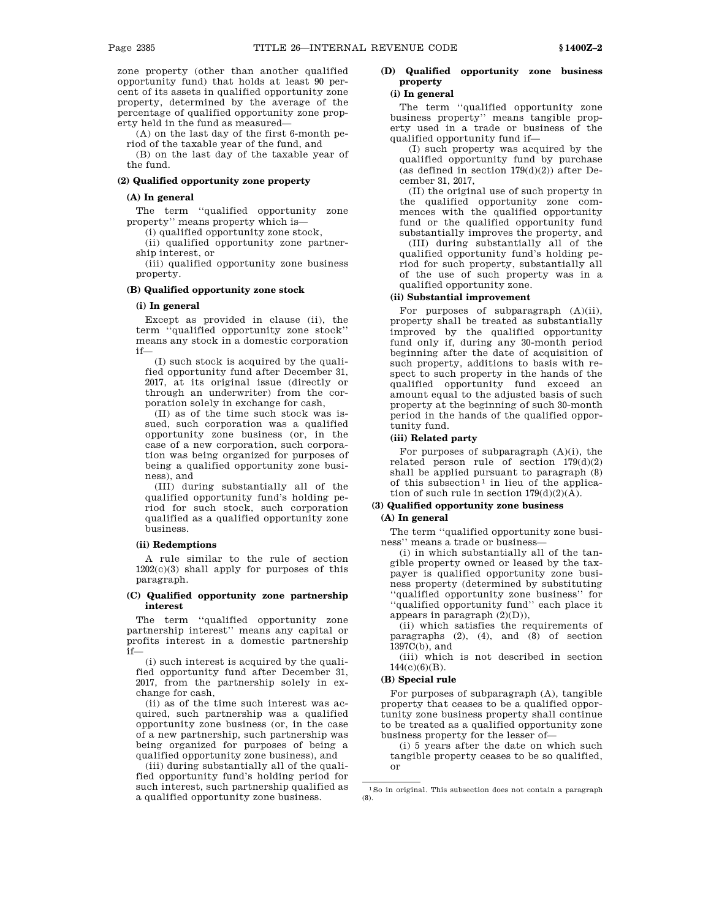zone property (other than another qualified opportunity fund) that holds at least 90 percent of its assets in qualified opportunity zone property, determined by the average of the percentage of qualified opportunity zone property held in the fund as measured—

(A) on the last day of the first 6-month period of the taxable year of the fund, and

(B) on the last day of the taxable year of the fund.

**(2) Qualified opportunity zone property**

**(A) In general**

The term "qualified opportunity zone property" means property which is—

(i) qualified opportunity zone stock,

(ii) qualified opportunity zone partnership interest, or

(iii) qualified opportunity zone business property.

**(B) Qualified opportunity zone stock**

**(i) In general**

Except as provided in clause (ii), the term "qualified opportunity zone stock" means any stock in a domestic corporation if—

(I) such stock is acquired by the qualified opportunity fund after December 31, 2017, at its original issue (directly or through an underwriter) from the corporation solely in exchange for cash,

(II) as of the time such stock was issued, such corporation was a qualified opportunity zone business (or, in the case of a new corporation, such corporation was being organized for purposes of being a qualified opportunity zone business), and

(III) during substantially all of the qualified opportunity fund's holding period for such stock, such corporation qualified as a qualified opportunity zone business.

**(ii) Redemptions**

A rule similar to the rule of section 1202(c)(3) shall apply for purposes of this paragraph.

**(C) Qualified opportunity zone partnership interest**

The term "qualified opportunity zone partnership interest" means any capital or profits interest in a domestic partnership if—

(i) such interest is acquired by the qualified opportunity fund after December 31, 2017, from the partnership solely in exchange for cash,

(ii) as of the time such interest was acquired, such partnership was a qualified opportunity zone business (or, in the case of a new partnership, such partnership was being organized for purposes of being a qualified opportunity zone business), and

(iii) during substantially all of the qualified opportunity fund's holding period for such interest, such partnership qualified as a qualified opportunity zone business.

**(D) Qualified opportunity zone business property**

**(i) In general**

The term "qualified opportunity zone business property" means tangible property used in a trade or business of the qualified opportunity fund if—

(I) such property was acquired by the qualified opportunity fund by purchase (as defined in section 179(d)(2)) after December 31, 2017,

(II) the original use of such property in the qualified opportunity zone commences with the qualified opportunity fund or the qualified opportunity fund substantially improves the property, and

(III) during substantially all of the qualified opportunity fund's holding period for such property, substantially all of the use of such property was in a qualified opportunity zone.

**(ii) Substantial improvement**

For purposes of subparagraph (A)(ii), property shall be treated as substantially improved by the qualified opportunity fund only if, during any 30-month period beginning after the date of acquisition of such property, additions to basis with respect to such property in the hands of the qualified opportunity fund exceed an amount equal to the adjusted basis of such property at the beginning of such 30-month period in the hands of the qualified opportunity fund.

**(iii) Related party**

For purposes of subparagraph (A)(i), the related person rule of section 179(d)(2) shall be applied pursuant to paragraph (8) of this subsection[1] in lieu of the application of such rule in section 179(d)(2)(A).

**(3) Qualified opportunity zone business**

**(A) In general**

The term "qualified opportunity zone business" means a trade or business—

(i) in which substantially all of the tangible property owned or leased by the taxpayer is qualified opportunity zone business property (determined by substituting "qualified opportunity zone business" for "qualified opportunity fund" each place it appears in paragraph (2)(D)),

(ii) which satisfies the requirements of paragraphs (2), (4), and (8) of section 1397C(b), and

(iii) which is not described in section 144(c)(6)(B).

**(B) Special rule**

For purposes of subparagraph (A), tangible property that ceases to be a qualified opportunity zone business property shall continue to be treated as a qualified opportunity zone business property for the lesser of—

(i) 5 years after the date on which such tangible property ceases to be so qualified, or

---

[1] So in original. This subsection does not contain a paragraph (8).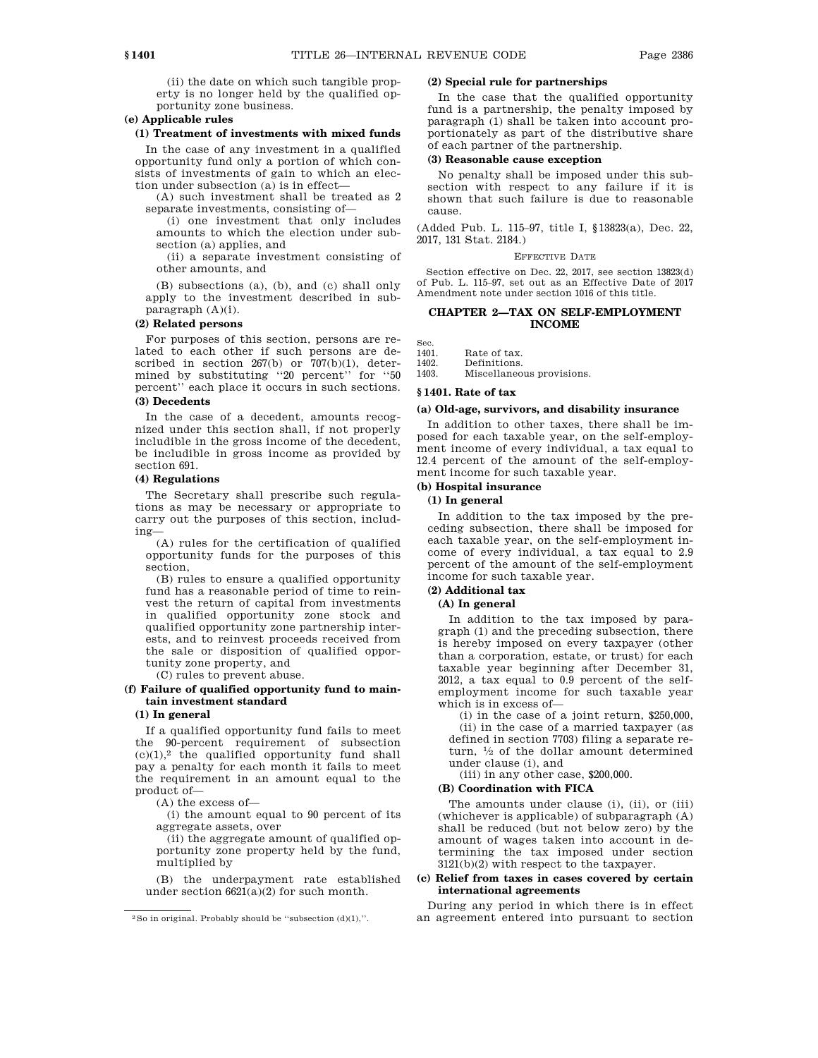(ii) the date on which such tangible property is no longer held by the qualified opportunity zone business.

**(e) Applicable rules**

**(1) Treatment of investments with mixed funds**

In the case of any investment in a qualified opportunity fund only a portion of which consists of investments of gain to which an election under subsection (a) is in effect—

(A) such investment shall be treated as 2 separate investments, consisting of—

(i) one investment that only includes amounts to which the election under subsection (a) applies, and

(ii) a separate investment consisting of other amounts, and

(B) subsections (a), (b), and (c) shall only apply to the investment described in subparagraph (A)(i).

**(2) Related persons**

For purposes of this section, persons are related to each other if such persons are described in section 267(b) or 707(b)(1), determined by substituting ''20 percent'' for ''50 percent'' each place it occurs in such sections.

**(3) Decedents**

In the case of a decedent, amounts recognized under this section shall, if not properly includible in the gross income of the decedent, be includible in gross income as provided by section 691.

**(4) Regulations**

The Secretary shall prescribe such regulations as may be necessary or appropriate to carry out the purposes of this section, including—

(A) rules for the certification of qualified opportunity funds for the purposes of this section,

(B) rules to ensure a qualified opportunity fund has a reasonable period of time to reinvest the return of capital from investments in qualified opportunity zone stock and qualified opportunity zone partnership interests, and to reinvest proceeds received from the sale or disposition of qualified opportunity zone property, and

(C) rules to prevent abuse.

**(f) Failure of qualified opportunity fund to maintain investment standard**

**(1) In general**

If a qualified opportunity fund fails to meet the 90-percent requirement of subsection (c)(1),[2] the qualified opportunity fund shall pay a penalty for each month it fails to meet the requirement in an amount equal to the product of—

(A) the excess of—

(i) the amount equal to 90 percent of its aggregate assets, over

(ii) the aggregate amount of qualified opportunity zone property held by the fund, multiplied by

(B) the underpayment rate established under section 6621(a)(2) for such month.

**(2) Special rule for partnerships**

In the case that the qualified opportunity fund is a partnership, the penalty imposed by paragraph (1) shall be taken into account proportionately as part of the distributive share of each partner of the partnership.

**(3) Reasonable cause exception**

No penalty shall be imposed under this subsection with respect to any failure if it is shown that such failure is due to reasonable cause.

(Added Pub. L. 115–97, title I, §13823(a), Dec. 22, 2017, 131 Stat. 2184.)

EFFECTIVE DATE

Section effective on Dec. 22, 2017, see section 13823(d) of Pub. L. 115–97, set out as an Effective Date of 2017 Amendment note under section 1016 of this title.

## CHAPTER 2—TAX ON SELF-EMPLOYMENT INCOME

| Sec. | |
|---|---|
| 1401. | Rate of tax. |
| 1402. | Definitions. |
| 1403. | Miscellaneous provisions. |

### §1401. Rate of tax

**(a) Old-age, survivors, and disability insurance**

In addition to other taxes, there shall be imposed for each taxable year, on the self-employment income of every individual, a tax equal to 12.4 percent of the amount of the self-employment income for such taxable year.

**(b) Hospital insurance**

**(1) In general**

In addition to the tax imposed by the preceding subsection, there shall be imposed for each taxable year, on the self-employment income of every individual, a tax equal to 2.9 percent of the amount of the self-employment income for such taxable year.

**(2) Additional tax**

**(A) In general**

In addition to the tax imposed by paragraph (1) and the preceding subsection, there is hereby imposed on every taxpayer (other than a corporation, estate, or trust) for each taxable year beginning after December 31, 2012, a tax equal to 0.9 percent of the self-employment income for such taxable year which is in excess of—

(i) in the case of a joint return, $250,000,

(ii) in the case of a married taxpayer (as defined in section 7703) filing a separate return, ½ of the dollar amount determined under clause (i), and

(iii) in any other case, $200,000.

**(B) Coordination with FICA**

The amounts under clause (i), (ii), or (iii) (whichever is applicable) of subparagraph (A) shall be reduced (but not below zero) by the amount of wages taken into account in determining the tax imposed under section 3121(b)(2) with respect to the taxpayer.

**(c) Relief from taxes in cases covered by certain international agreements**

During any period in which there is in effect an agreement entered into pursuant to section

---

[2] So in original. Probably should be ''subsection (d)(1),''.